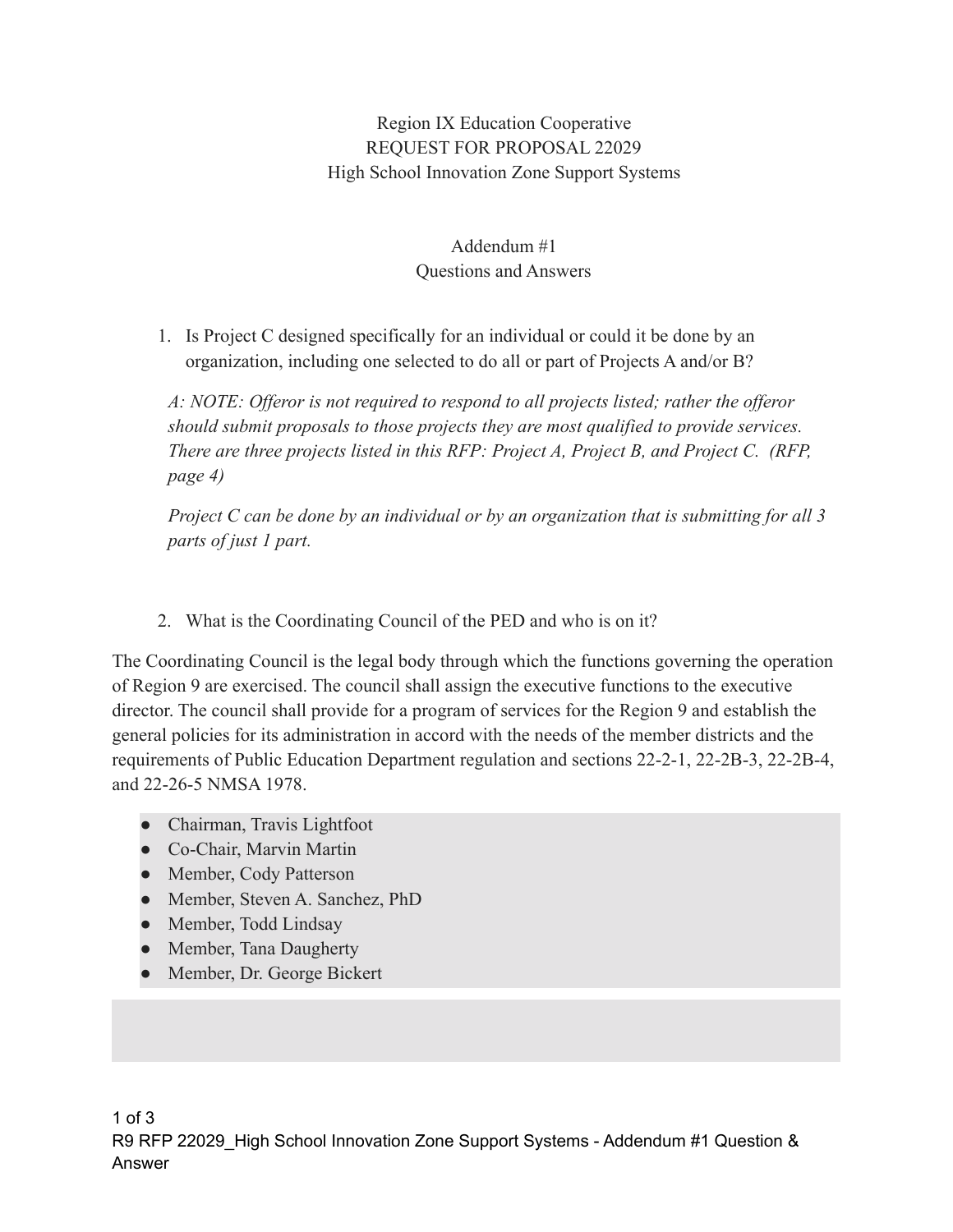Region IX Education Cooperative
REQUEST FOR PROPOSAL 22029
High School Innovation Zone Support Systems

Addendum #1
Questions and Answers

1. Is Project C designed specifically for an individual or could it be done by an organization, including one selected to do all or part of Projects A and/or B?

   *A: NOTE: Offeror is not required to respond to all projects listed; rather the offeror should submit proposals to those projects they are most qualified to provide services. There are three projects listed in this RFP: Project A, Project B, and Project C. (RFP, page 4)*

   *Project C can be done by an individual or by an organization that is submitting for all 3 parts of just 1 part.*

2. What is the Coordinating Council of the PED and who is on it?

The Coordinating Council is the legal body through which the functions governing the operation of Region 9 are exercised. The council shall assign the executive functions to the executive director. The council shall provide for a program of services for the Region 9 and establish the general policies for its administration in accord with the needs of the member districts and the requirements of Public Education Department regulation and sections 22-2-1, 22-2B-3, 22-2B-4, and 22-26-5 NMSA 1978.

- Chairman, Travis Lightfoot
- Co-Chair, Marvin Martin
- Member, Cody Patterson
- Member, Steven A. Sanchez, PhD
- Member, Todd Lindsay
- Member, Tana Daugherty
- Member, Dr. George Bickert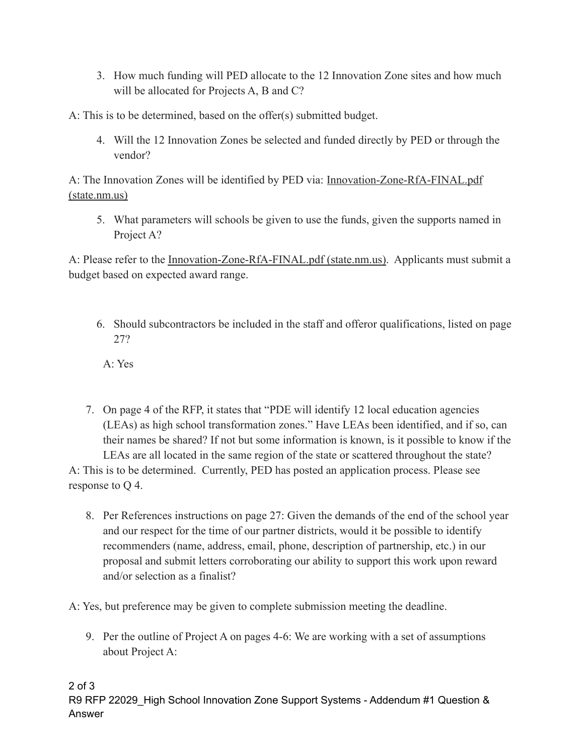3. How much funding will PED allocate to the 12 Innovation Zone sites and how much will be allocated for Projects A, B and C?

A: This is to be determined, based on the offer(s) submitted budget.

4. Will the 12 Innovation Zones be selected and funded directly by PED or through the vendor?

A: The Innovation Zones will be identified by PED via: Innovation-Zone-RfA-FINAL.pdf (state.nm.us)

5. What parameters will schools be given to use the funds, given the supports named in Project A?

A: Please refer to the Innovation-Zone-RfA-FINAL.pdf (state.nm.us). Applicants must submit a budget based on expected award range.

6. Should subcontractors be included in the staff and offeror qualifications, listed on page 27?

A: Yes

7. On page 4 of the RFP, it states that "PDE will identify 12 local education agencies (LEAs) as high school transformation zones." Have LEAs been identified, and if so, can their names be shared? If not but some information is known, is it possible to know if the LEAs are all located in the same region of the state or scattered throughout the state?

A: This is to be determined. Currently, PED has posted an application process. Please see response to Q 4.

8. Per References instructions on page 27: Given the demands of the end of the school year and our respect for the time of our partner districts, would it be possible to identify recommenders (name, address, email, phone, description of partnership, etc.) in our proposal and submit letters corroborating our ability to support this work upon reward and/or selection as a finalist?

A: Yes, but preference may be given to complete submission meeting the deadline.

9. Per the outline of Project A on pages 4-6: We are working with a set of assumptions about Project A: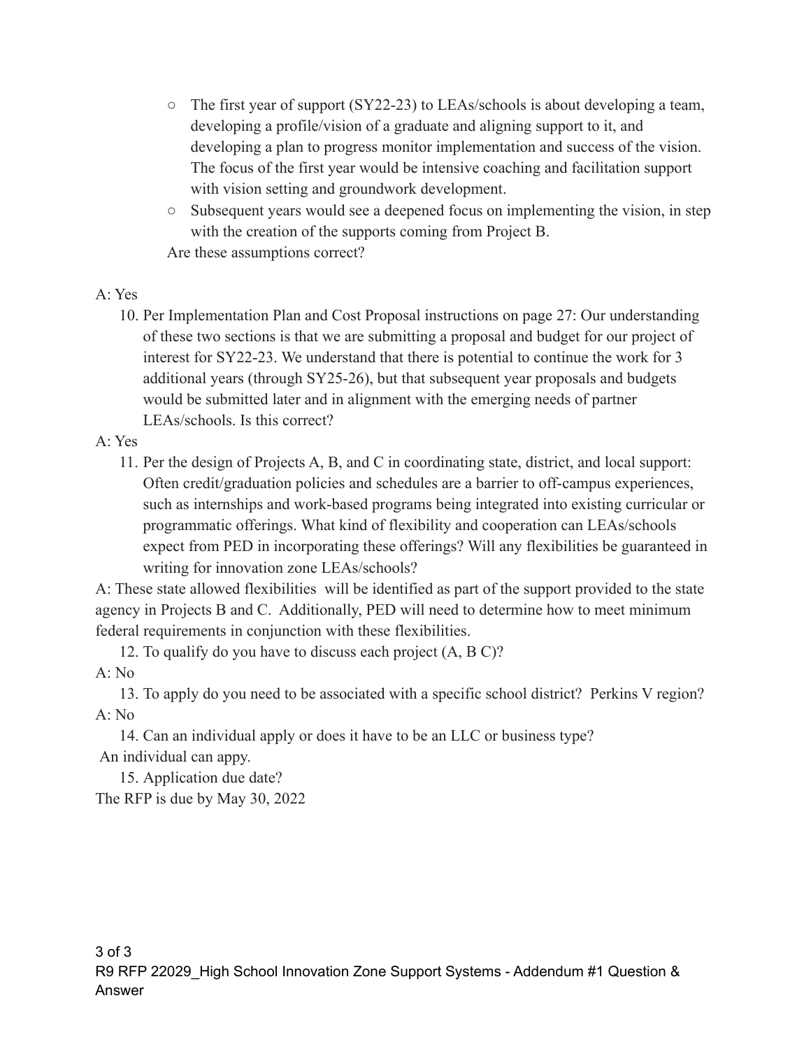- The first year of support (SY22-23) to LEAs/schools is about developing a team, developing a profile/vision of a graduate and aligning support to it, and developing a plan to progress monitor implementation and success of the vision. The focus of the first year would be intensive coaching and facilitation support with vision setting and groundwork development.
- Subsequent years would see a deepened focus on implementing the vision, in step with the creation of the supports coming from Project B.

Are these assumptions correct?

A: Yes

10. Per Implementation Plan and Cost Proposal instructions on page 27: Our understanding of these two sections is that we are submitting a proposal and budget for our project of interest for SY22-23. We understand that there is potential to continue the work for 3 additional years (through SY25-26), but that subsequent year proposals and budgets would be submitted later and in alignment with the emerging needs of partner LEAs/schools. Is this correct?

A: Yes

11. Per the design of Projects A, B, and C in coordinating state, district, and local support: Often credit/graduation policies and schedules are a barrier to off-campus experiences, such as internships and work-based programs being integrated into existing curricular or programmatic offerings. What kind of flexibility and cooperation can LEAs/schools expect from PED in incorporating these offerings? Will any flexibilities be guaranteed in writing for innovation zone LEAs/schools?

A: These state allowed flexibilities will be identified as part of the support provided to the state agency in Projects B and C. Additionally, PED will need to determine how to meet minimum federal requirements in conjunction with these flexibilities.

12. To qualify do you have to discuss each project (A, B C)?

A: No

13. To apply do you need to be associated with a specific school district? Perkins V region?

A: No

14. Can an individual apply or does it have to be an LLC or business type?

An individual can appy.

15. Application due date?

The RFP is due by May 30, 2022